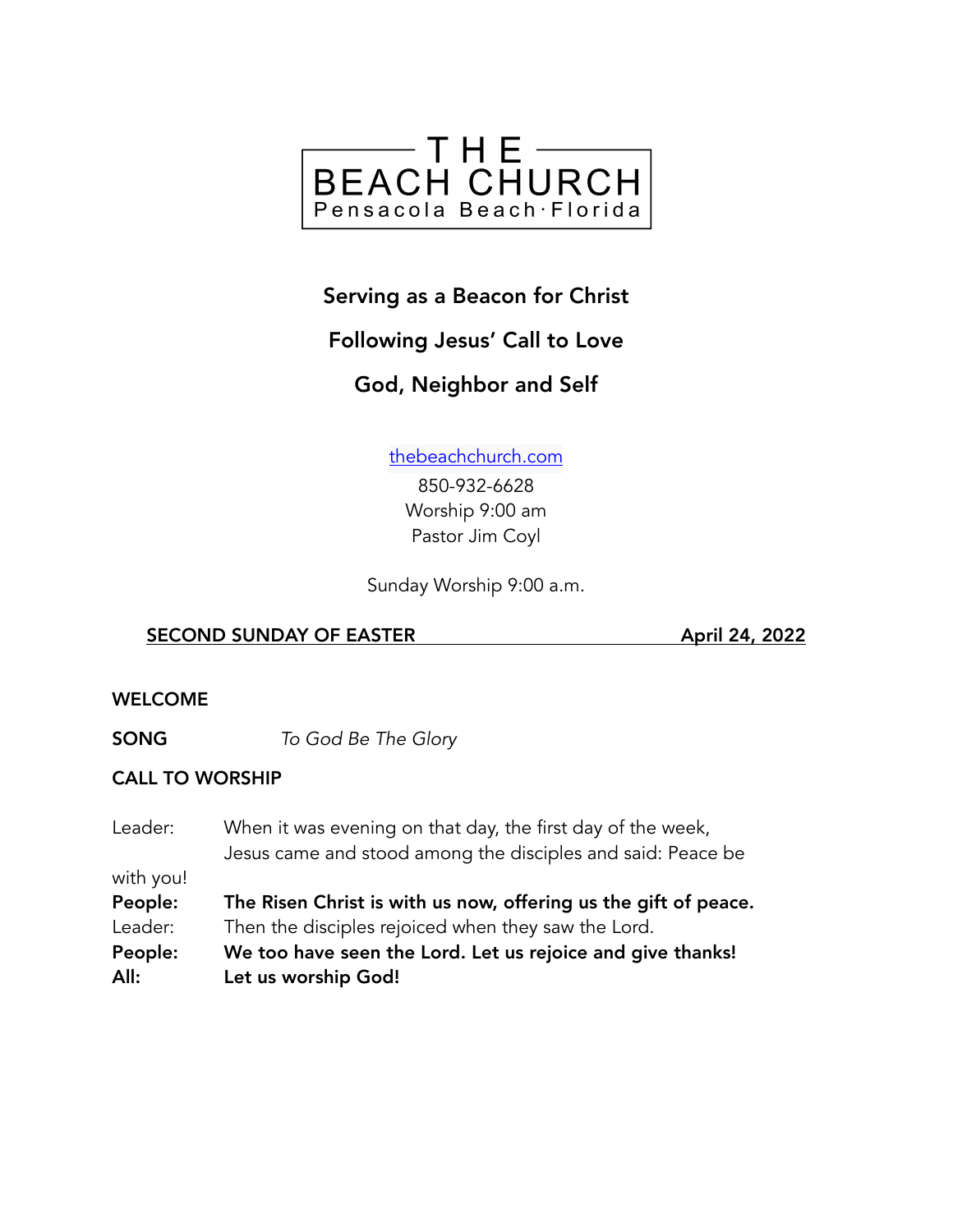# THE BEACH CHURCH
Pensacola Beach · Florida

**Serving as a Beacon for Christ**

**Following Jesus' Call to Love**

**God, Neighbor and Self**

[thebeachchurch.com](http://thebeachchurch.com)

850-932-6628
Worship 9:00 am
Pastor Jim Coyl

Sunday Worship 9:00 a.m.

**SECOND SUNDAY OF EASTER** **April 24, 2022**

**WELCOME**

**SONG** *To God Be The Glory*

**CALL TO WORSHIP**

Leader: When it was evening on that day, the first day of the week, Jesus came and stood among the disciples and said: Peace be with you!

**People: The Risen Christ is with us now, offering us the gift of peace.**

Leader: Then the disciples rejoiced when they saw the Lord.

**People: We too have seen the Lord. Let us rejoice and give thanks!**

**All: Let us worship God!**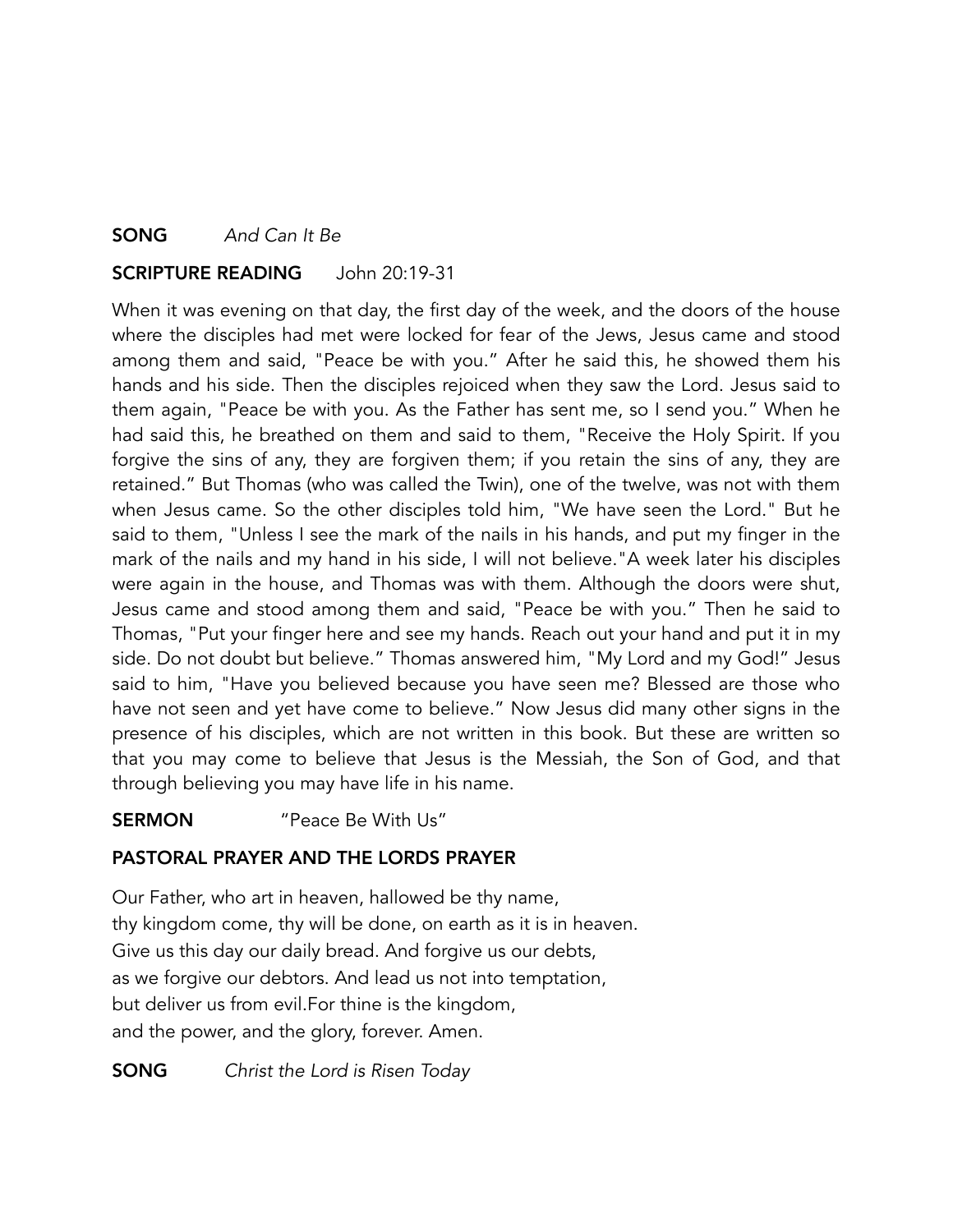**SONG** *And Can It Be*

**SCRIPTURE READING** John 20:19-31

When it was evening on that day, the first day of the week, and the doors of the house where the disciples had met were locked for fear of the Jews, Jesus came and stood among them and said, "Peace be with you." After he said this, he showed them his hands and his side. Then the disciples rejoiced when they saw the Lord. Jesus said to them again, "Peace be with you. As the Father has sent me, so I send you." When he had said this, he breathed on them and said to them, "Receive the Holy Spirit. If you forgive the sins of any, they are forgiven them; if you retain the sins of any, they are retained." But Thomas (who was called the Twin), one of the twelve, was not with them when Jesus came. So the other disciples told him, "We have seen the Lord." But he said to them, "Unless I see the mark of the nails in his hands, and put my finger in the mark of the nails and my hand in his side, I will not believe."A week later his disciples were again in the house, and Thomas was with them. Although the doors were shut, Jesus came and stood among them and said, "Peace be with you." Then he said to Thomas, "Put your finger here and see my hands. Reach out your hand and put it in my side. Do not doubt but believe." Thomas answered him, "My Lord and my God!" Jesus said to him, "Have you believed because you have seen me? Blessed are those who have not seen and yet have come to believe." Now Jesus did many other signs in the presence of his disciples, which are not written in this book. But these are written so that you may come to believe that Jesus is the Messiah, the Son of God, and that through believing you may have life in his name.

**SERMON** "Peace Be With Us"

**PASTORAL PRAYER AND THE LORDS PRAYER**

Our Father, who art in heaven, hallowed be thy name,
thy kingdom come, thy will be done, on earth as it is in heaven.
Give us this day our daily bread. And forgive us our debts,
as we forgive our debtors. And lead us not into temptation,
but deliver us from evil.For thine is the kingdom,
and the power, and the glory, forever. Amen.

**SONG** *Christ the Lord is Risen Today*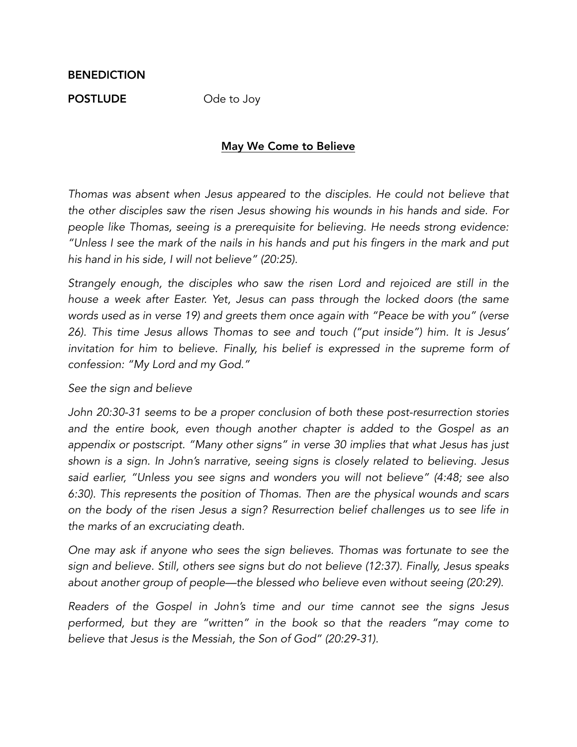**BENEDICTION**

**POSTLUDE** Ode to Joy

## May We Come to Believe

*Thomas was absent when Jesus appeared to the disciples. He could not believe that the other disciples saw the risen Jesus showing his wounds in his hands and side. For people like Thomas, seeing is a prerequisite for believing. He needs strong evidence: "Unless I see the mark of the nails in his hands and put his fingers in the mark and put his hand in his side, I will not believe" (20:25).*

*Strangely enough, the disciples who saw the risen Lord and rejoiced are still in the house a week after Easter. Yet, Jesus can pass through the locked doors (the same words used as in verse 19) and greets them once again with "Peace be with you" (verse 26). This time Jesus allows Thomas to see and touch ("put inside") him. It is Jesus' invitation for him to believe. Finally, his belief is expressed in the supreme form of confession: "My Lord and my God."*

*See the sign and believe*

*John 20:30-31 seems to be a proper conclusion of both these post-resurrection stories and the entire book, even though another chapter is added to the Gospel as an appendix or postscript. "Many other signs" in verse 30 implies that what Jesus has just shown is a sign. In John's narrative, seeing signs is closely related to believing. Jesus said earlier, "Unless you see signs and wonders you will not believe" (4:48; see also 6:30). This represents the position of Thomas. Then are the physical wounds and scars on the body of the risen Jesus a sign? Resurrection belief challenges us to see life in the marks of an excruciating death.*

*One may ask if anyone who sees the sign believes. Thomas was fortunate to see the sign and believe. Still, others see signs but do not believe (12:37). Finally, Jesus speaks about another group of people—the blessed who believe even without seeing (20:29).*

*Readers of the Gospel in John's time and our time cannot see the signs Jesus performed, but they are "written" in the book so that the readers "may come to believe that Jesus is the Messiah, the Son of God" (20:29-31).*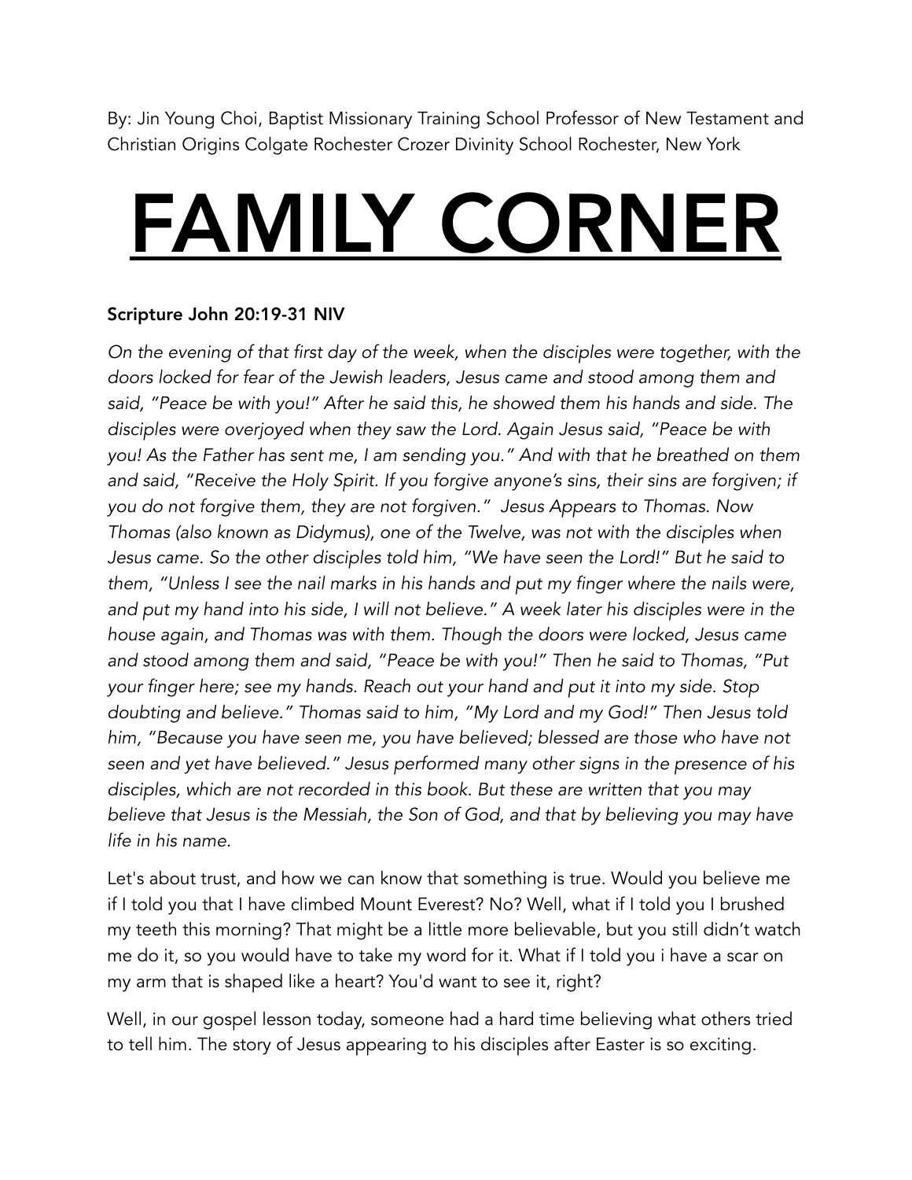By: Jin Young Choi, Baptist Missionary Training School Professor of New Testament and Christian Origins Colgate Rochester Crozer Divinity School Rochester, New York

# FAMILY CORNER

**Scripture John 20:19-31 NIV**

*On the evening of that first day of the week, when the disciples were together, with the doors locked for fear of the Jewish leaders, Jesus came and stood among them and said, "Peace be with you!" After he said this, he showed them his hands and side. The disciples were overjoyed when they saw the Lord. Again Jesus said, "Peace be with you! As the Father has sent me, I am sending you." And with that he breathed on them and said, "Receive the Holy Spirit. If you forgive anyone's sins, their sins are forgiven; if you do not forgive them, they are not forgiven." Jesus Appears to Thomas. Now Thomas (also known as Didymus), one of the Twelve, was not with the disciples when Jesus came. So the other disciples told him, "We have seen the Lord!" But he said to them, "Unless I see the nail marks in his hands and put my finger where the nails were, and put my hand into his side, I will not believe." A week later his disciples were in the house again, and Thomas was with them. Though the doors were locked, Jesus came and stood among them and said, "Peace be with you!" Then he said to Thomas, "Put your finger here; see my hands. Reach out your hand and put it into my side. Stop doubting and believe." Thomas said to him, "My Lord and my God!" Then Jesus told him, "Because you have seen me, you have believed; blessed are those who have not seen and yet have believed." Jesus performed many other signs in the presence of his disciples, which are not recorded in this book. But these are written that you may believe that Jesus is the Messiah, the Son of God, and that by believing you may have life in his name.*

Let's about trust, and how we can know that something is true. Would you believe me if I told you that I have climbed Mount Everest? No? Well, what if I told you I brushed my teeth this morning? That might be a little more believable, but you still didn't watch me do it, so you would have to take my word for it. What if I told you i have a scar on my arm that is shaped like a heart? You'd want to see it, right?

Well, in our gospel lesson today, someone had a hard time believing what others tried to tell him. The story of Jesus appearing to his disciples after Easter is so exciting.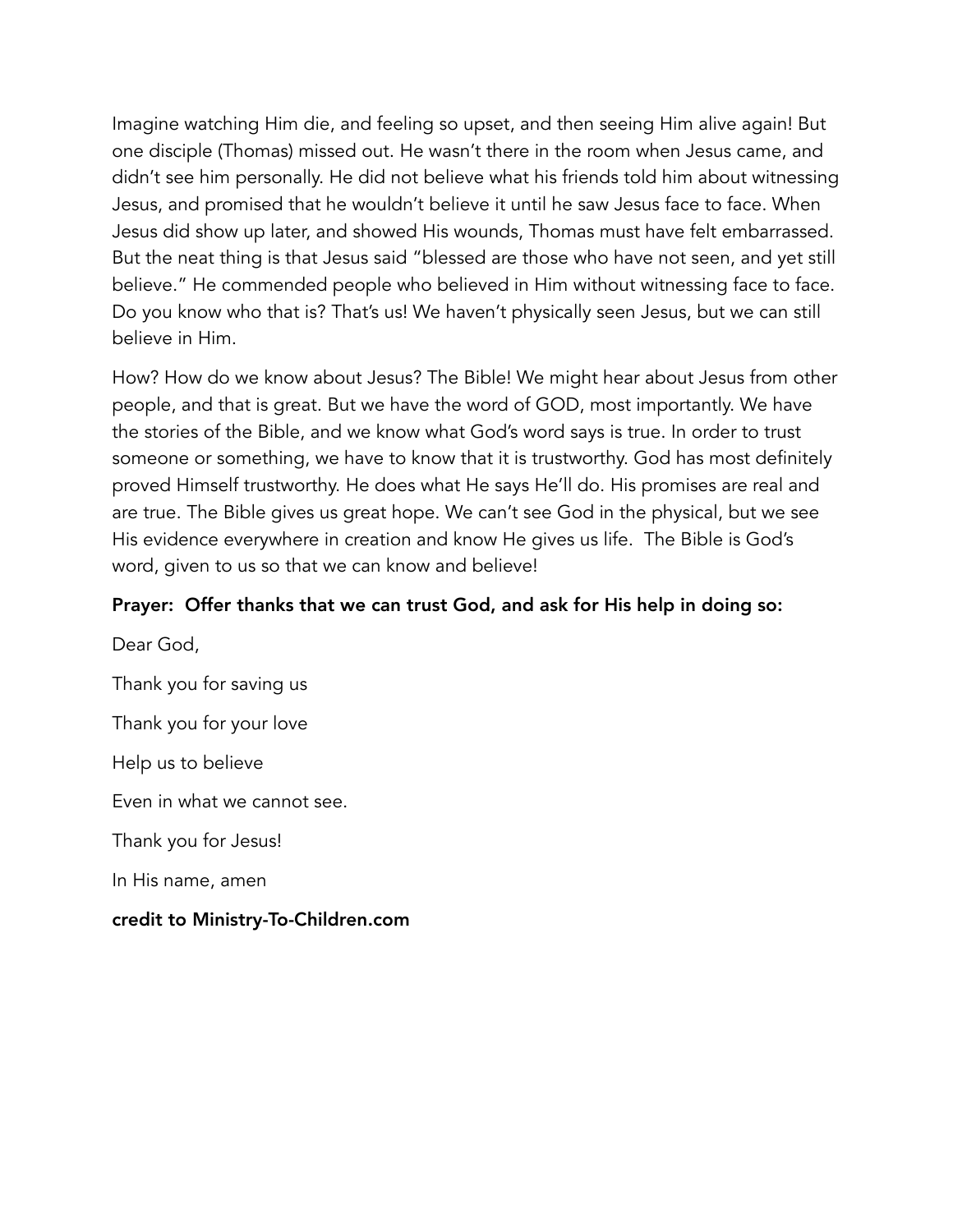Imagine watching Him die, and feeling so upset, and then seeing Him alive again! But one disciple (Thomas) missed out. He wasn't there in the room when Jesus came, and didn't see him personally. He did not believe what his friends told him about witnessing Jesus, and promised that he wouldn't believe it until he saw Jesus face to face. When Jesus did show up later, and showed His wounds, Thomas must have felt embarrassed. But the neat thing is that Jesus said "blessed are those who have not seen, and yet still believe." He commended people who believed in Him without witnessing face to face. Do you know who that is? That's us! We haven't physically seen Jesus, but we can still believe in Him.

How? How do we know about Jesus? The Bible! We might hear about Jesus from other people, and that is great. But we have the word of GOD, most importantly. We have the stories of the Bible, and we know what God's word says is true. In order to trust someone or something, we have to know that it is trustworthy. God has most definitely proved Himself trustworthy. He does what He says He'll do. His promises are real and are true. The Bible gives us great hope. We can't see God in the physical, but we see His evidence everywhere in creation and know He gives us life. The Bible is God's word, given to us so that we can know and believe!

**Prayer: Offer thanks that we can trust God, and ask for His help in doing so:**

Dear God,

Thank you for saving us

Thank you for your love

Help us to believe

Even in what we cannot see.

Thank you for Jesus!

In His name, amen

**credit to Ministry-To-Children.com**